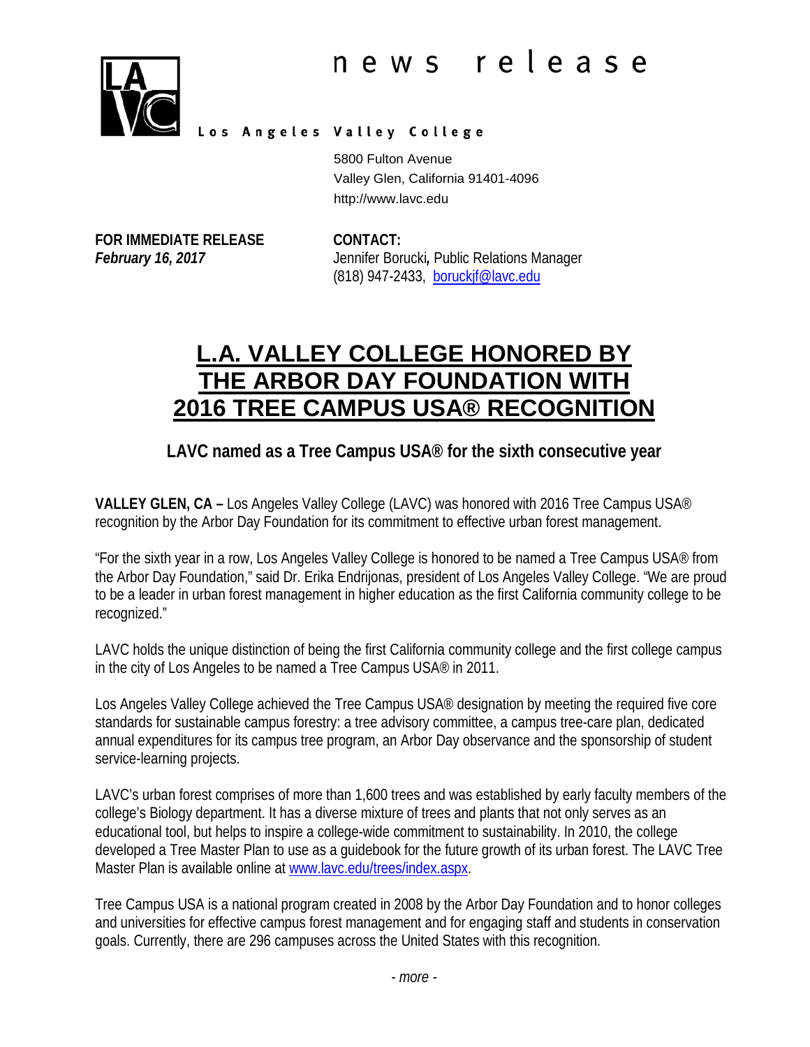news release

Los Angeles Valley College

5800 Fulton Avenue
Valley Glen, California 91401-4096
http://www.lavc.edu

**FOR IMMEDIATE RELEASE**
***February 16, 2017***

**CONTACT:**
Jennifer Borucki, Public Relations Manager
(818) 947-2433, boruckjf@lavc.edu

# L.A. VALLEY COLLEGE HONORED BY THE ARBOR DAY FOUNDATION WITH 2016 TREE CAMPUS USA® RECOGNITION

## LAVC named as a Tree Campus USA® for the sixth consecutive year

**VALLEY GLEN, CA –** Los Angeles Valley College (LAVC) was honored with 2016 Tree Campus USA® recognition by the Arbor Day Foundation for its commitment to effective urban forest management.

"For the sixth year in a row, Los Angeles Valley College is honored to be named a Tree Campus USA® from the Arbor Day Foundation," said Dr. Erika Endrijonas, president of Los Angeles Valley College. "We are proud to be a leader in urban forest management in higher education as the first California community college to be recognized."

LAVC holds the unique distinction of being the first California community college and the first college campus in the city of Los Angeles to be named a Tree Campus USA® in 2011.

Los Angeles Valley College achieved the Tree Campus USA® designation by meeting the required five core standards for sustainable campus forestry: a tree advisory committee, a campus tree-care plan, dedicated annual expenditures for its campus tree program, an Arbor Day observance and the sponsorship of student service-learning projects.

LAVC's urban forest comprises of more than 1,600 trees and was established by early faculty members of the college's Biology department. It has a diverse mixture of trees and plants that not only serves as an educational tool, but helps to inspire a college-wide commitment to sustainability. In 2010, the college developed a Tree Master Plan to use as a guidebook for the future growth of its urban forest. The LAVC Tree Master Plan is available online at www.lavc.edu/trees/index.aspx.

Tree Campus USA is a national program created in 2008 by the Arbor Day Foundation and to honor colleges and universities for effective campus forest management and for engaging staff and students in conservation goals. Currently, there are 296 campuses across the United States with this recognition.

*- more -*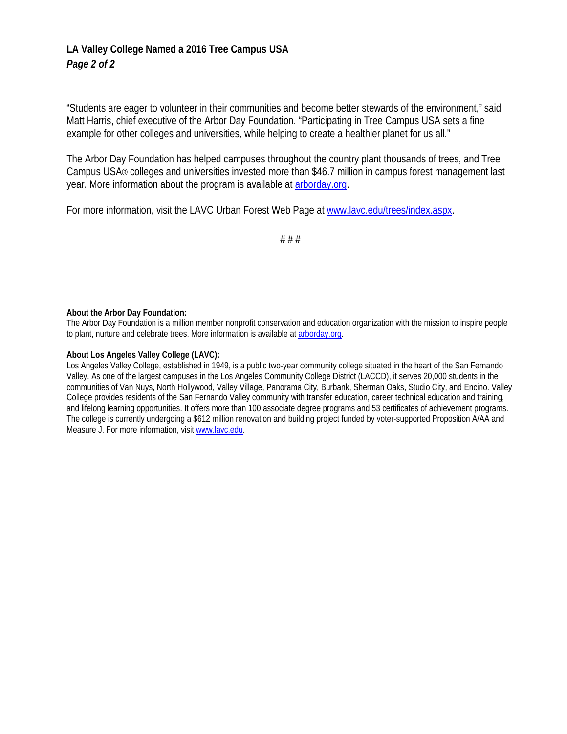"Students are eager to volunteer in their communities and become better stewards of the environment," said Matt Harris, chief executive of the Arbor Day Foundation. "Participating in Tree Campus USA sets a fine example for other colleges and universities, while helping to create a healthier planet for us all."

The Arbor Day Foundation has helped campuses throughout the country plant thousands of trees, and Tree Campus USA® colleges and universities invested more than $46.7 million in campus forest management last year. More information about the program is available at [arborday.org](arborday.org).

For more information, visit the LAVC Urban Forest Web Page at [www.lavc.edu/trees/index.aspx](www.lavc.edu/trees/index.aspx).

# # #

**About the Arbor Day Foundation:**
The Arbor Day Foundation is a million member nonprofit conservation and education organization with the mission to inspire people to plant, nurture and celebrate trees. More information is available at [arborday.org](arborday.org).

**About Los Angeles Valley College (LAVC):**
Los Angeles Valley College, established in 1949, is a public two-year community college situated in the heart of the San Fernando Valley. As one of the largest campuses in the Los Angeles Community College District (LACCD), it serves 20,000 students in the communities of Van Nuys, North Hollywood, Valley Village, Panorama City, Burbank, Sherman Oaks, Studio City, and Encino. Valley College provides residents of the San Fernando Valley community with transfer education, career technical education and training, and lifelong learning opportunities. It offers more than 100 associate degree programs and 53 certificates of achievement programs. The college is currently undergoing a $612 million renovation and building project funded by voter-supported Proposition A/AA and Measure J. For more information, visit [www.lavc.edu](www.lavc.edu).